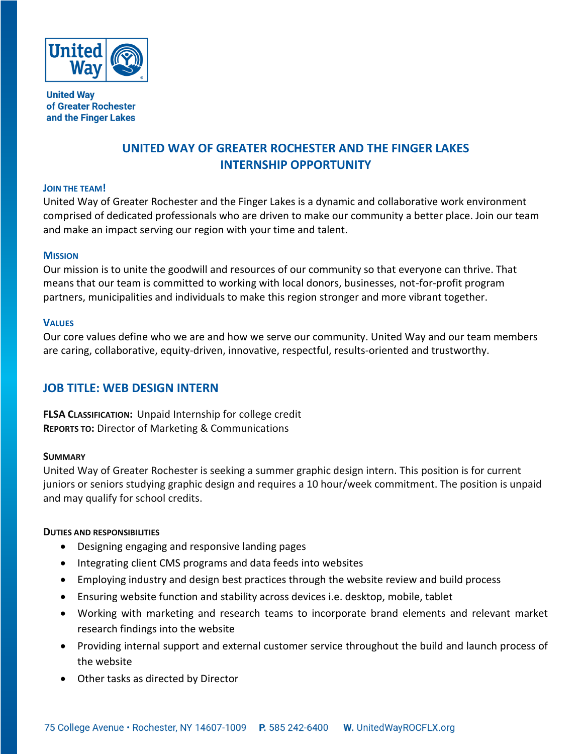United Way of Greater Rochester and the Finger Lakes

# UNITED WAY OF GREATER ROCHESTER AND THE FINGER LAKES INTERNSHIP OPPORTUNITY

### JOIN THE TEAM!

United Way of Greater Rochester and the Finger Lakes is a dynamic and collaborative work environment comprised of dedicated professionals who are driven to make our community a better place. Join our team and make an impact serving our region with your time and talent.

### MISSION

Our mission is to unite the goodwill and resources of our community so that everyone can thrive. That means that our team is committed to working with local donors, businesses, not-for-profit program partners, municipalities and individuals to make this region stronger and more vibrant together.

### VALUES

Our core values define who we are and how we serve our community. United Way and our team members are caring, collaborative, equity-driven, innovative, respectful, results-oriented and trustworthy.

## JOB TITLE: WEB DESIGN INTERN

**FLSA CLASSIFICATION:** Unpaid Internship for college credit
**REPORTS TO:** Director of Marketing & Communications

### SUMMARY

United Way of Greater Rochester is seeking a summer graphic design intern. This position is for current juniors or seniors studying graphic design and requires a 10 hour/week commitment. The position is unpaid and may qualify for school credits.

### DUTIES AND RESPONSIBILITIES

- Designing engaging and responsive landing pages
- Integrating client CMS programs and data feeds into websites
- Employing industry and design best practices through the website review and build process
- Ensuring website function and stability across devices i.e. desktop, mobile, tablet
- Working with marketing and research teams to incorporate brand elements and relevant market research findings into the website
- Providing internal support and external customer service throughout the build and launch process of the website
- Other tasks as directed by Director

75 College Avenue • Rochester, NY 14607-1009 **P.** 585 242-6400 **W.** UnitedWayROCFLX.org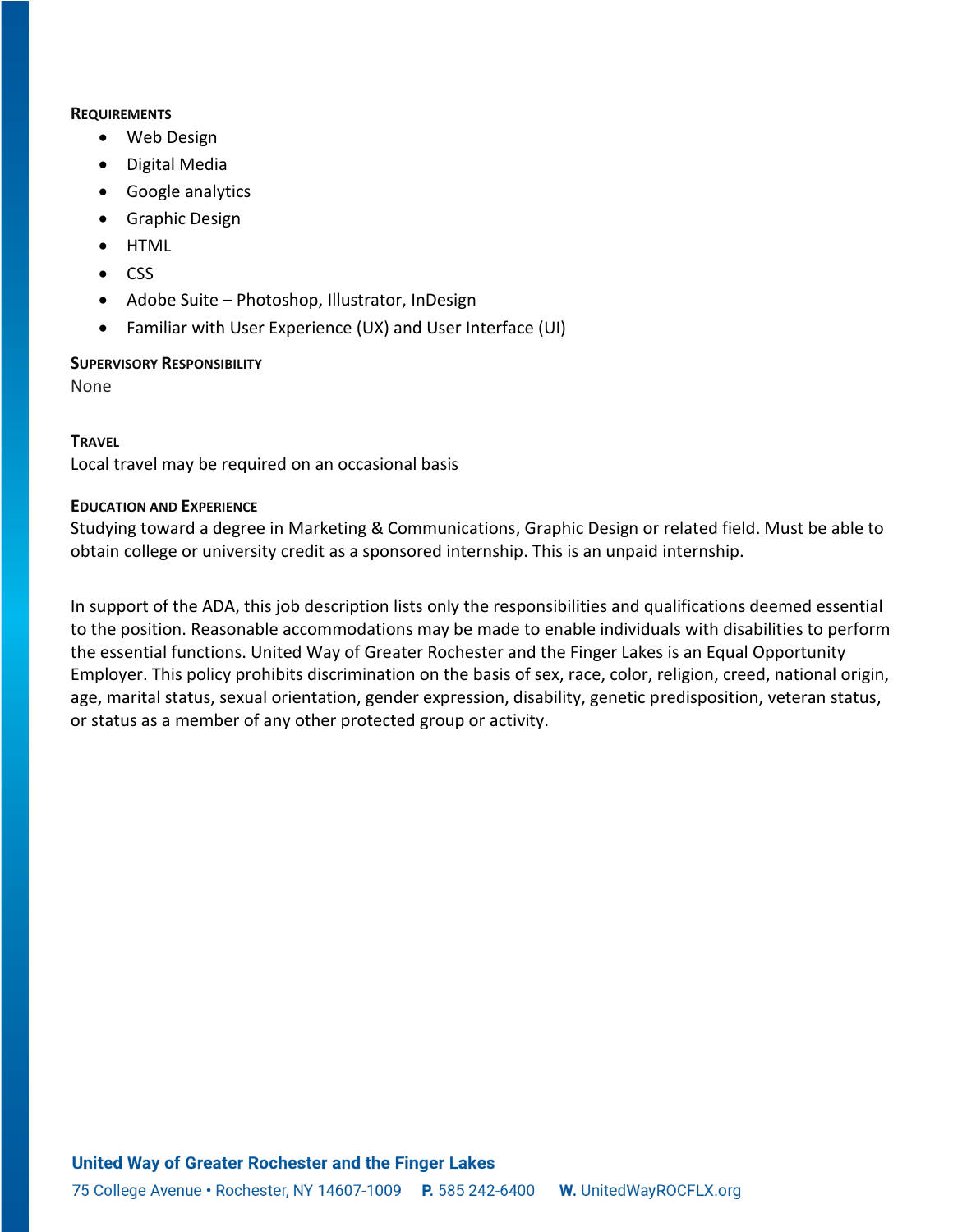### Requirements

- Web Design
- Digital Media
- Google analytics
- Graphic Design
- HTML
- CSS
- Adobe Suite – Photoshop, Illustrator, InDesign
- Familiar with User Experience (UX) and User Interface (UI)

### Supervisory Responsibility

None

### Travel

Local travel may be required on an occasional basis

### Education and Experience

Studying toward a degree in Marketing & Communications, Graphic Design or related field. Must be able to obtain college or university credit as a sponsored internship. This is an unpaid internship.

In support of the ADA, this job description lists only the responsibilities and qualifications deemed essential to the position. Reasonable accommodations may be made to enable individuals with disabilities to perform the essential functions. United Way of Greater Rochester and the Finger Lakes is an Equal Opportunity Employer. This policy prohibits discrimination on the basis of sex, race, color, religion, creed, national origin, age, marital status, sexual orientation, gender expression, disability, genetic predisposition, veteran status, or status as a member of any other protected group or activity.

**United Way of Greater Rochester and the Finger Lakes**

75 College Avenue • Rochester, NY 14607-1009 **P.** 585 242-6400 **W.** UnitedWayROCFLX.org